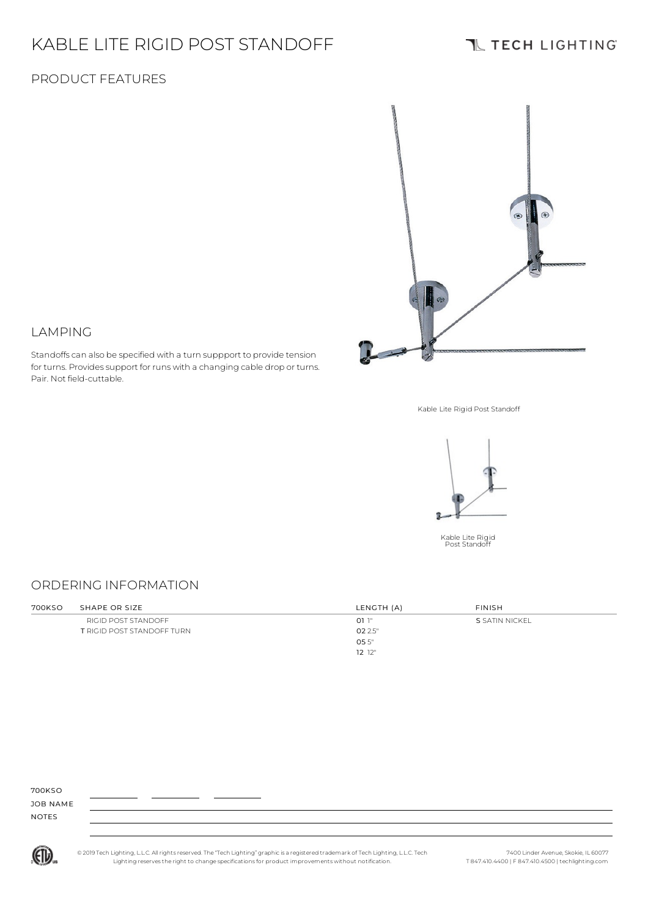# KABLE LITE RIGID POST STANDOFF

TECH LIGHTING

## PRODUCT FEATURES

## LAMPING

Standoffs can also be specified with a turn suppport to provide tension for turns. Provides support for runs with a changing cable drop or turns. Pair. Not field-cuttable.

Kable Lite Rigid Post Standoff

Kable Lite Rigid Post Standoff

## ORDERING INFORMATION

| 700KSO | SHAPE OR SIZE | LENGTH (A) | FINISH |
|---|---|---|---|
| | RIGID POST STANDOFF | **01** 1" | **S** SATIN NICKEL |
| | **T** RIGID POST STANDOFF TURN | **02** 2.5" | |
| | | **05** 5" | |
| | | **12** 12" | |

700KSO ________ ________ ________

JOB NAME

NOTES

© 2019 Tech Lighting, L.L.C. All rights reserved. The "Tech Lighting" graphic is a registered trademark of Tech Lighting, L.L.C. Tech Lighting reserves the right to change specifications for product improvements without notification.

7400 Linder Avenue, Skokie, IL 60077
T 847.410.4400 | F 847.410.4500 | techlighting.com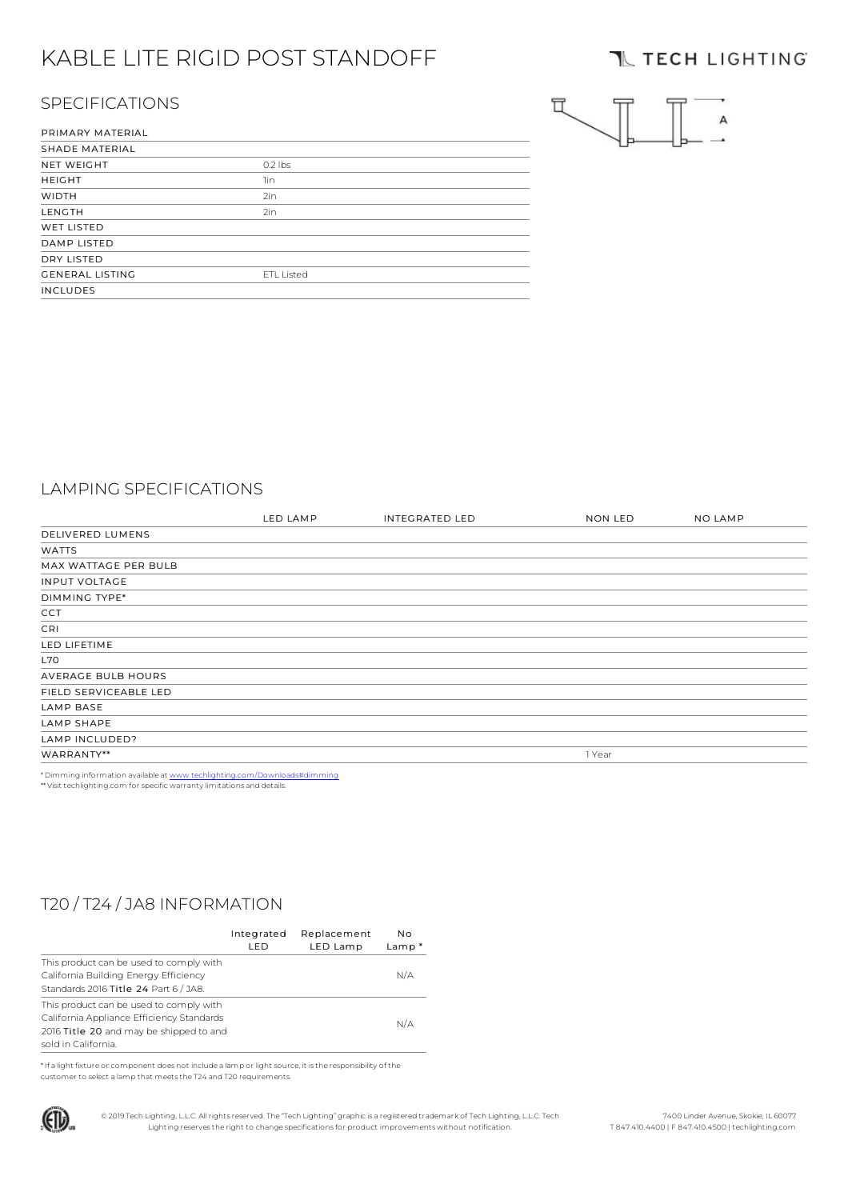# KABLE LITE RIGID POST STANDOFF

TECH LIGHTING

## SPECIFICATIONS

| | |
|---|---|
| PRIMARY MATERIAL | |
| SHADE MATERIAL | |
| NET WEIGHT | 0.2 lbs |
| HEIGHT | 1in |
| WIDTH | 2in |
| LENGTH | 2in |
| WET LISTED | |
| DAMP LISTED | |
| DRY LISTED | |
| GENERAL LISTING | ETL Listed |
| INCLUDES | |

A

## LAMPING SPECIFICATIONS

| | LED LAMP | INTEGRATED LED | NON LED | NO LAMP |
|---|---|---|---|---|
| DELIVERED LUMENS | | | | |
| WATTS | | | | |
| MAX WATTAGE PER BULB | | | | |
| INPUT VOLTAGE | | | | |
| DIMMING TYPE* | | | | |
| CCT | | | | |
| CRI | | | | |
| LED LIFETIME | | | | |
| L70 | | | | |
| AVERAGE BULB HOURS | | | | |
| FIELD SERVICEABLE LED | | | | |
| LAMP BASE | | | | |
| LAMP SHAPE | | | | |
| LAMP INCLUDED? | | | | |
| WARRANTY** | | | 1 Year | |

\* Dimming information available at www.techlighting.com/Downloads#dimming
\** Visit techlighting.com for specific warranty limitations and details.

## T20 / T24 / JA8 INFORMATION

| | Integrated LED | Replacement LED Lamp | No Lamp * |
|---|---|---|---|
| This product can be used to comply with California Building Energy Efficiency Standards 2016 **Title 24** Part 6 / JA8. | | | N/A |
| This product can be used to comply with California Appliance Efficiency Standards 2016 **Title 20** and may be shipped to and sold in California. | | | N/A |

\* If a light fixture or component does not include a lamp or light source, it is the responsibility of the customer to select a lamp that meets the T24 and T20 requirements.

© 2019 Tech Lighting, L.L.C. All rights reserved. The "Tech Lighting" graphic is a registered trademark of Tech Lighting, L.L.C. Tech Lighting reserves the right to change specifications for product improvements without notification.

7400 Linder Avenue, Skokie, IL 60077
T 847.410.4400 | F 847.410.4500 | techlighting.com